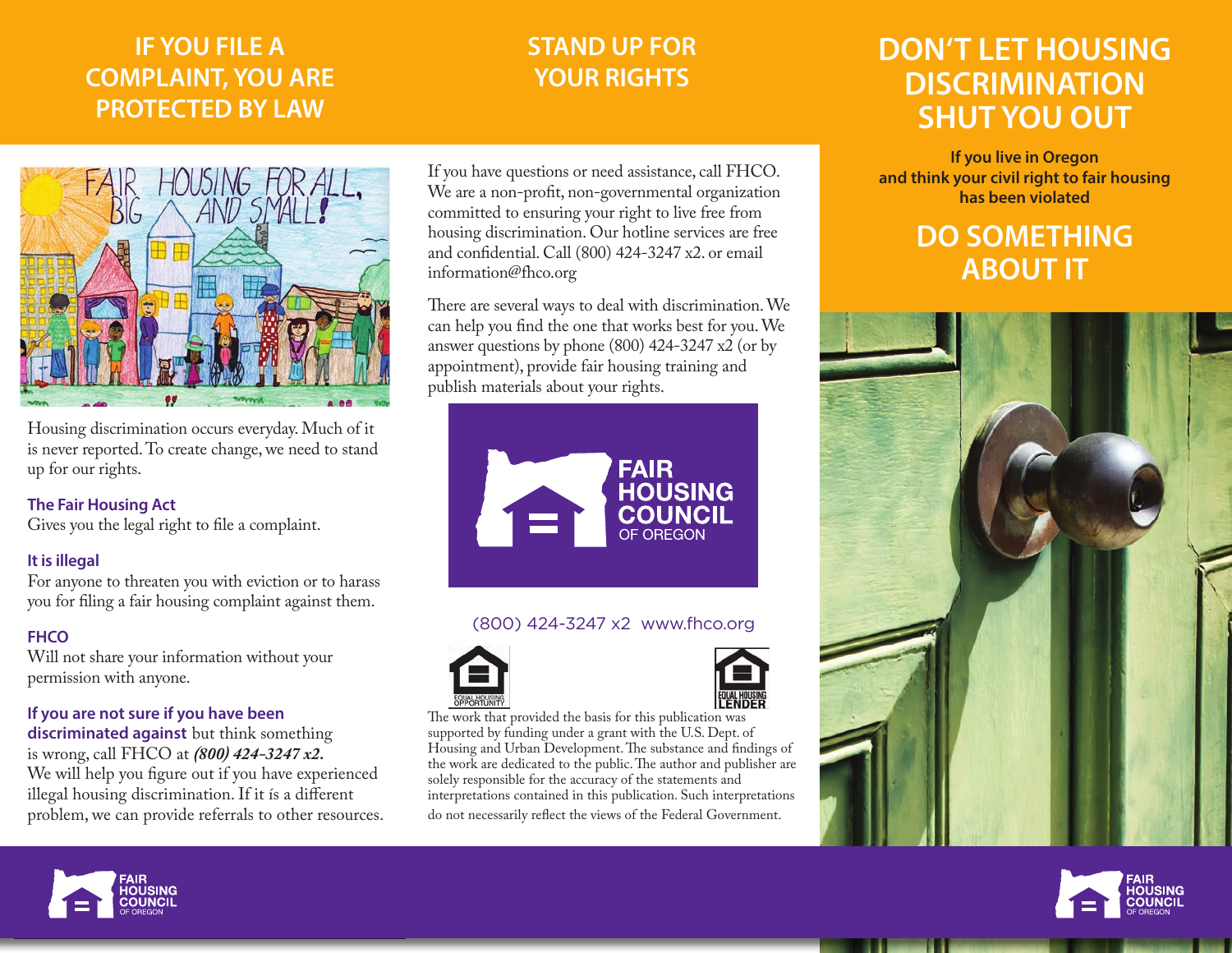## IF YOU FILE A COMPLAINT, YOU ARE PROTECTED BY LAW

Housing discrimination occurs everyday. Much of it is never reported. To create change, we need to stand up for our rights.

**The Fair Housing Act**
Gives you the legal right to file a complaint.

**It is illegal**
For anyone to threaten you with eviction or to harass you for filing a fair housing complaint against them.

**FHCO**
Will not share your information without your permission with anyone.

**If you are not sure if you have been discriminated against** but think something is wrong, call FHCO at ***(800) 424-3247 x2.*** We will help you figure out if you have experienced illegal housing discrimination. If it is a different problem, we can provide referrals to other resources.

## STAND UP FOR YOUR RIGHTS

If you have questions or need assistance, call FHCO. We are a non-profit, non-governmental organization committed to ensuring your right to live free from housing discrimination. Our hotline services are free and confidential. Call (800) 424-3247 x2. or email information@fhco.org

There are several ways to deal with discrimination. We can help you find the one that works best for you. We answer questions by phone (800) 424-3247 x2 (or by appointment), provide fair housing training and publish materials about your rights.

FAIR HOUSING COUNCIL OF OREGON

(800) 424-3247 x2 www.fhco.org

EQUAL HOUSING OPPORTUNITY

EQUAL HOUSING LENDER

The work that provided the basis for this publication was supported by funding under a grant with the U.S. Dept. of Housing and Urban Development. The substance and findings of the work are dedicated to the public. The author and publisher are solely responsible for the accuracy of the statements and interpretations contained in this publication. Such interpretations do not necessarily reflect the views of the Federal Government.

# DON'T LET HOUSING DISCRIMINATION SHUT YOU OUT

**If you live in Oregon and think your civil right to fair housing has been violated**

## DO SOMETHING ABOUT IT

FAIR HOUSING COUNCIL OF OREGON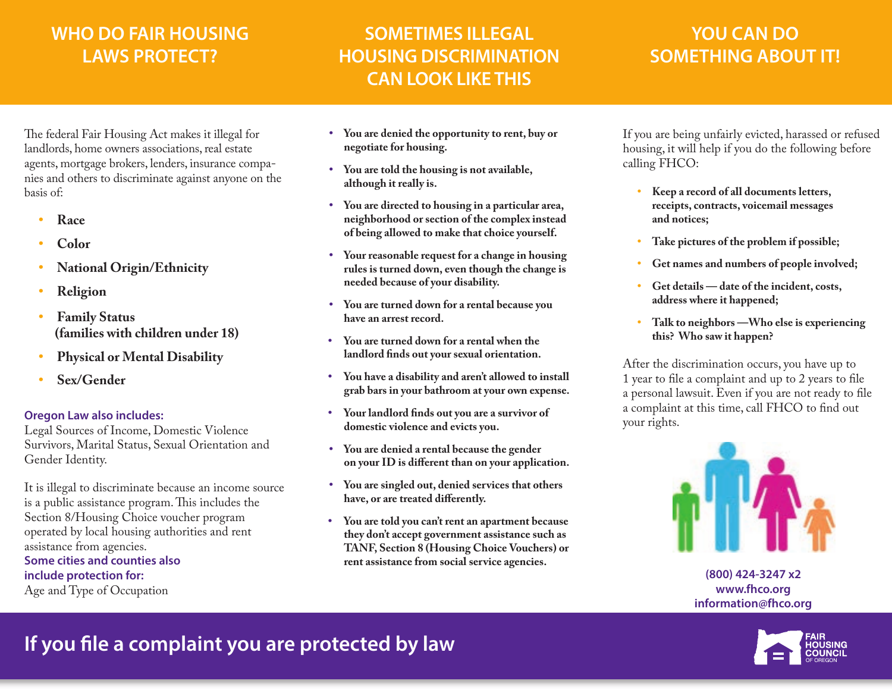## WHO DO FAIR HOUSING LAWS PROTECT?

The federal Fair Housing Act makes it illegal for landlords, home owners associations, real estate agents, mortgage brokers, lenders, insurance companies and others to discriminate against anyone on the basis of:

- **Race**
- **Color**
- **National Origin/Ethnicity**
- **Religion**
- **Family Status (families with children under 18)**
- **Physical or Mental Disability**
- **Sex/Gender**

**Oregon Law also includes:**
Legal Sources of Income, Domestic Violence Survivors, Marital Status, Sexual Orientation and Gender Identity.

It is illegal to discriminate because an income source is a public assistance program. This includes the Section 8/Housing Choice voucher program operated by local housing authorities and rent assistance from agencies.

**Some cities and counties also include protection for:**
Age and Type of Occupation

## SOMETIMES ILLEGAL HOUSING DISCRIMINATION CAN LOOK LIKE THIS

- **You are denied the opportunity to rent, buy or negotiate for housing.**
- **You are told the housing is not available, although it really is.**
- **You are directed to housing in a particular area, neighborhood or section of the complex instead of being allowed to make that choice yourself.**
- **Your reasonable request for a change in housing rules is turned down, even though the change is needed because of your disability.**
- **You are turned down for a rental because you have an arrest record.**
- **You are turned down for a rental when the landlord finds out your sexual orientation.**
- **You have a disability and aren't allowed to install grab bars in your bathroom at your own expense.**
- **Your landlord finds out you are a survivor of domestic violence and evicts you.**
- **You are denied a rental because the gender on your ID is different than on your application.**
- **You are singled out, denied services that others have, or are treated differently.**
- **You are told you can't rent an apartment because they don't accept government assistance such as TANF, Section 8 (Housing Choice Vouchers) or rent assistance from social service agencies.**

## YOU CAN DO SOMETHING ABOUT IT!

If you are being unfairly evicted, harassed or refused housing, it will help if you do the following before calling FHCO:

- **Keep a record of all documents letters, receipts, contracts, voicemail messages and notices;**
- **Take pictures of the problem if possible;**
- **Get names and numbers of people involved;**
- **Get details — date of the incident, costs, address where it happened;**
- **Talk to neighbors —Who else is experiencing this? Who saw it happen?**

After the discrimination occurs, you have up to 1 year to file a complaint and up to 2 years to file a personal lawsuit. Even if you are not ready to file a complaint at this time, call FHCO to find out your rights.

**(800) 424-3247 x2**
**www.fhco.org**
**information@fhco.org**

## If you file a complaint you are protected by law

FAIR HOUSING COUNCIL OF OREGON